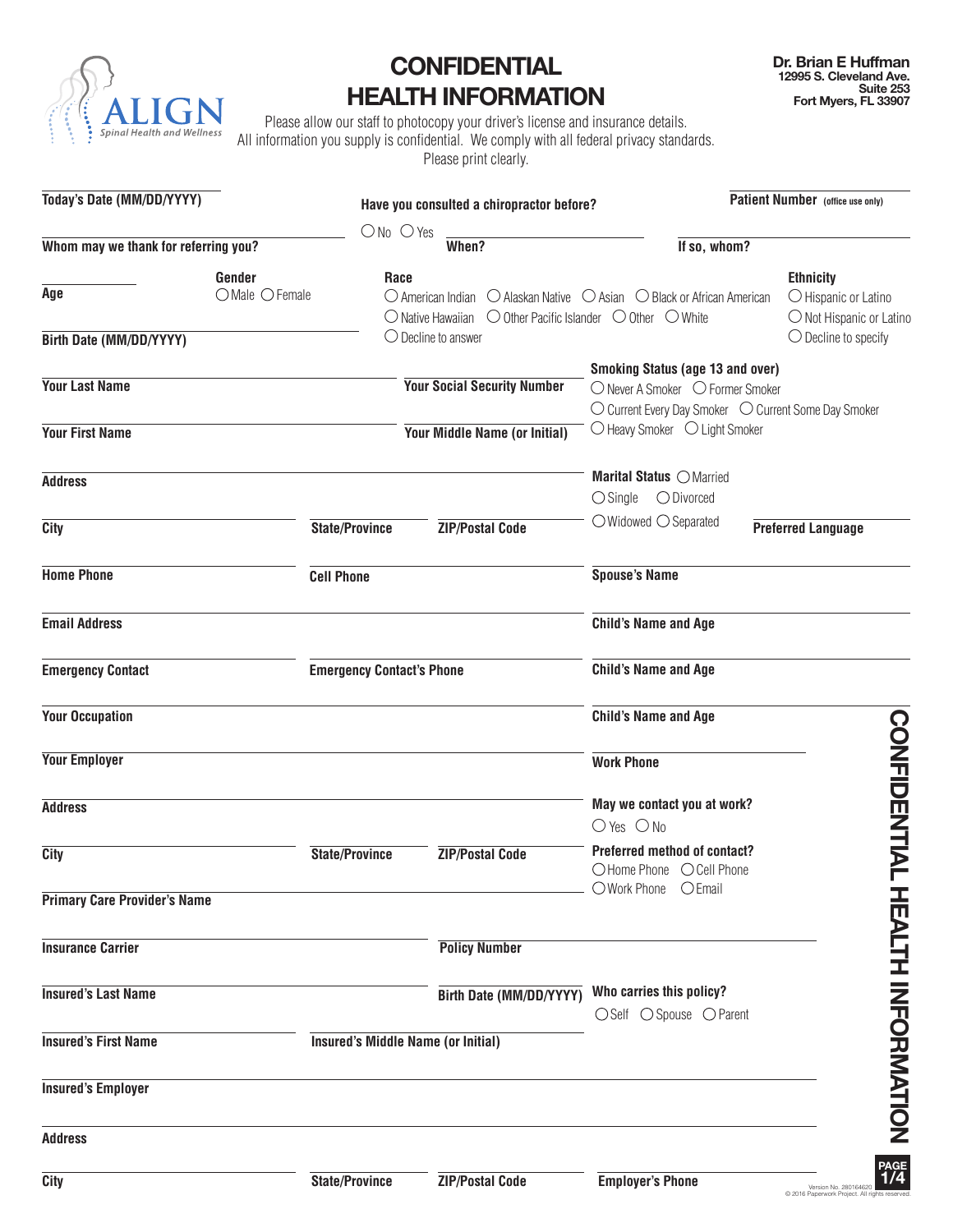ALIGN Spinal Health and Wellness

# CONFIDENTIAL HEALTH INFORMATION

**Dr. Brian E Huffman**
**12995 S. Cleveland Ave.**
**Suite 253**
**Fort Myers, FL 33907**

Please allow our staff to photocopy your driver's license and insurance details.
All information you supply is confidential. We comply with all federal privacy standards.
Please print clearly.

**Today's Date (MM/DD/YYYY)**

**Have you consulted a chiropractor before?** ○ No ○ Yes **When?** **If so, whom?**

**Patient Number** (office use only)

**Whom may we thank for referring you?**

**Age**

**Gender** ○ Male ○ Female

**Race** ○ American Indian ○ Alaskan Native ○ Asian ○ Black or African American ○ Native Hawaiian ○ Other Pacific Islander ○ Other ○ White ○ Decline to answer

**Ethnicity** ○ Hispanic or Latino ○ Not Hispanic or Latino ○ Decline to specify

**Birth Date (MM/DD/YYYY)**

**Smoking Status (age 13 and over)** ○ Never A Smoker ○ Former Smoker ○ Current Every Day Smoker ○ Current Some Day Smoker ○ Heavy Smoker ○ Light Smoker

**Your Last Name**

**Your Social Security Number**

**Your First Name**

**Your Middle Name (or Initial)**

**Address**

**Marital Status** ○ Married ○ Single ○ Divorced ○ Widowed ○ Separated

**City** **State/Province** **ZIP/Postal Code**

**Preferred Language**

**Home Phone** **Cell Phone**

**Spouse's Name**

**Email Address**

**Child's Name and Age**

**Emergency Contact** **Emergency Contact's Phone**

**Child's Name and Age**

**Your Occupation**

**Child's Name and Age**

**Your Employer**

**Work Phone**

**Address**

**May we contact you at work?** ○ Yes ○ No

**City** **State/Province** **ZIP/Postal Code**

**Preferred method of contact?** ○ Home Phone ○ Cell Phone ○ Work Phone ○ Email

**Primary Care Provider's Name**

**Insurance Carrier** **Policy Number**

**Insured's Last Name** **Birth Date (MM/DD/YYYY)**

**Who carries this policy?** ○ Self ○ Spouse ○ Parent

**Insured's First Name** **Insured's Middle Name (or Initial)**

**Insured's Employer**

**Address**

**City** **State/Province** **ZIP/Postal Code** **Employer's Phone**

Version No. 280164620
© 2016 Paperwork Project. All rights reserved.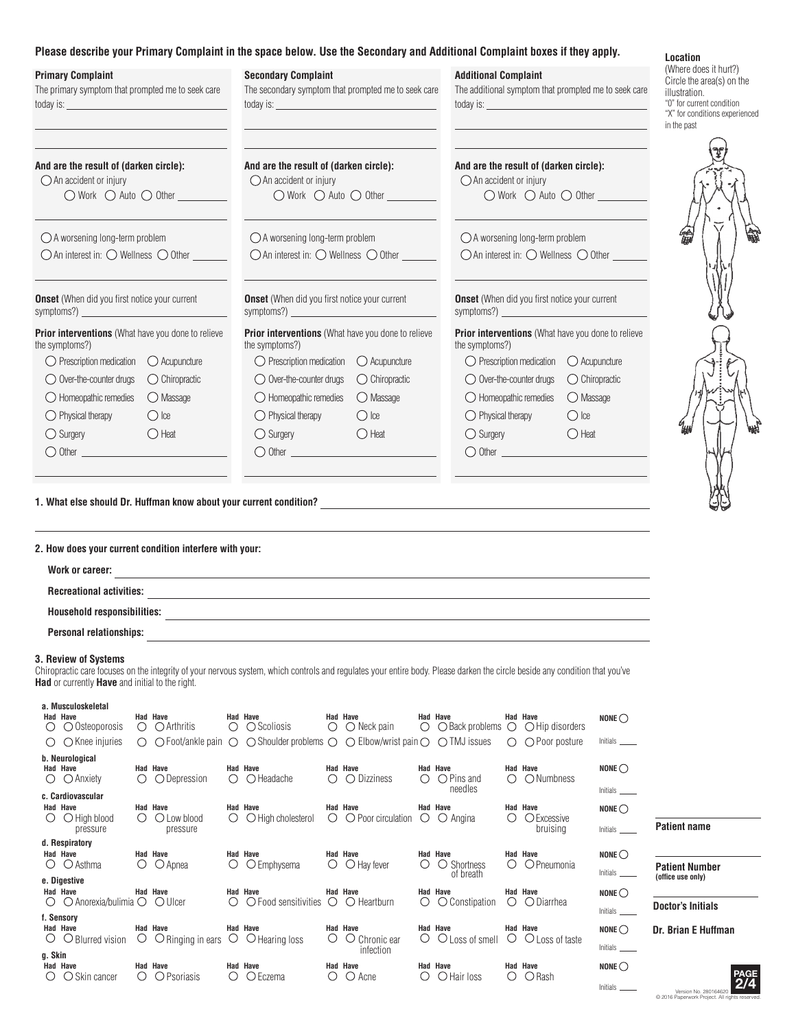**Please describe your Primary Complaint in the space below. Use the Secondary and Additional Complaint boxes if they apply.**

**Primary Complaint**
The primary symptom that prompted me to seek care today is: ____________________

**And are the result of (darken circle):**
- ◯ An accident or injury
  - ◯ Work ◯ Auto ◯ Other ________
- ◯ A worsening long-term problem
- ◯ An interest in: ◯ Wellness ◯ Other ________

**Onset** (When did you first notice your current symptoms?) ____________________

**Prior interventions** (What have you done to relieve the symptoms?)
- ◯ Prescription medication ◯ Acupuncture
- ◯ Over-the-counter drugs ◯ Chiropractic
- ◯ Homeopathic remedies ◯ Massage
- ◯ Physical therapy ◯ Ice
- ◯ Surgery ◯ Heat
- ◯ Other ____________________

**Secondary Complaint**
The secondary symptom that prompted me to seek care today is: ____________________

**And are the result of (darken circle):**
- ◯ An accident or injury
  - ◯ Work ◯ Auto ◯ Other ________
- ◯ A worsening long-term problem
- ◯ An interest in: ◯ Wellness ◯ Other ________

**Onset** (When did you first notice your current symptoms?) ____________________

**Prior interventions** (What have you done to relieve the symptoms?)
- ◯ Prescription medication ◯ Acupuncture
- ◯ Over-the-counter drugs ◯ Chiropractic
- ◯ Homeopathic remedies ◯ Massage
- ◯ Physical therapy ◯ Ice
- ◯ Surgery ◯ Heat
- ◯ Other ____________________

**Additional Complaint**
The additional symptom that prompted me to seek care today is: ____________________

**And are the result of (darken circle):**
- ◯ An accident or injury
  - ◯ Work ◯ Auto ◯ Other ________
- ◯ A worsening long-term problem
- ◯ An interest in: ◯ Wellness ◯ Other ________

**Onset** (When did you first notice your current symptoms?) ____________________

**Prior interventions** (What have you done to relieve the symptoms?)
- ◯ Prescription medication ◯ Acupuncture
- ◯ Over-the-counter drugs ◯ Chiropractic
- ◯ Homeopathic remedies ◯ Massage
- ◯ Physical therapy ◯ Ice
- ◯ Surgery ◯ Heat
- ◯ Other ____________________

**Location**
(Where does it hurt?) Circle the area(s) on the illustration.
"O" for current condition
"X" for conditions experienced in the past

**1. What else should Dr. Huffman know about your current condition?** ____________________

**2. How does your current condition interfere with your:**

- **Work or career:** ____________________
- **Recreational activities:** ____________________
- **Household responsibilities:** ____________________
- **Personal relationships:** ____________________

**3. Review of Systems**
Chiropractic care focuses on the integrity of your nervous system, which controls and regulates your entire body. Please darken the circle beside any condition that you've **Had** or currently **Have** and initial to the right.

**a. Musculoskeletal** (Had / Have)
- ◯ ◯ Osteoporosis
- ◯ ◯ Arthritis
- ◯ ◯ Scoliosis
- ◯ ◯ Neck pain
- ◯ ◯ Back problems
- ◯ ◯ Hip disorders
- ◯ ◯ Knee injuries
- ◯ ◯ Foot/ankle pain
- ◯ ◯ Shoulder problems
- ◯ ◯ Elbow/wrist pain
- ◯ ◯ TMJ issues
- ◯ ◯ Poor posture

NONE ◯ Initials ____

**b. Neurological** (Had / Have)
- ◯ ◯ Anxiety
- ◯ ◯ Depression
- ◯ ◯ Headache
- ◯ ◯ Dizziness
- ◯ ◯ Pins and needles
- ◯ ◯ Numbness

NONE ◯ Initials ____

**c. Cardiovascular** (Had / Have)
- ◯ ◯ High blood pressure
- ◯ ◯ Low blood pressure
- ◯ ◯ High cholesterol
- ◯ ◯ Poor circulation
- ◯ ◯ Angina
- ◯ ◯ Excessive bruising

NONE ◯ Initials ____

**d. Respiratory** (Had / Have)
- ◯ ◯ Asthma
- ◯ ◯ Apnea
- ◯ ◯ Emphysema
- ◯ ◯ Hay fever
- ◯ ◯ Shortness of breath
- ◯ ◯ Pneumonia

NONE ◯ Initials ____

**e. Digestive** (Had / Have)
- ◯ ◯ Anorexia/bulimia
- ◯ ◯ Ulcer
- ◯ ◯ Food sensitivities
- ◯ ◯ Heartburn
- ◯ ◯ Constipation
- ◯ ◯ Diarrhea

NONE ◯ Initials ____

**f. Sensory** (Had / Have)
- ◯ ◯ Blurred vision
- ◯ ◯ Ringing in ears
- ◯ ◯ Hearing loss
- ◯ ◯ Chronic ear infection
- ◯ ◯ Loss of smell
- ◯ ◯ Loss of taste

NONE ◯ Initials ____

**g. Skin** (Had / Have)
- ◯ ◯ Skin cancer
- ◯ ◯ Psoriasis
- ◯ ◯ Eczema
- ◯ ◯ Acne
- ◯ ◯ Hair loss
- ◯ ◯ Rash

NONE ◯ Initials ____

**Patient name** ____________________

**Patient Number (office use only)** ____________________

**Doctor's Initials** ____________________

**Dr. Brian E Huffman**

Version No. 280164620
© 2016 Paperwork Project. All rights reserved.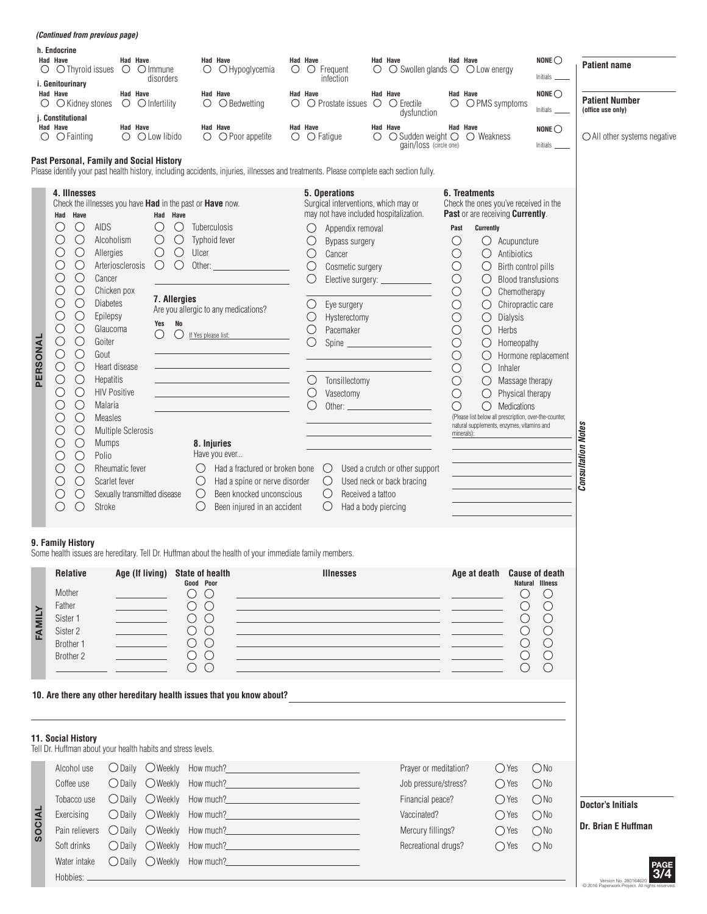*(Continued from previous page)*

**h. Endocrine**

| Had | Have | | Had | Have | | Had | Have | | Had | Have | | Had | Have | | Had | Have | | NONE ○ |
|---|---|---|---|---|---|---|---|---|---|---|---|---|---|---|---|---|---|---|
| ○ | ○ | Thyroid issues | ○ | ○ | Immune disorders | ○ | ○ | Hypoglycemia | ○ | ○ | Frequent infection | ○ | ○ | Swollen glands | ○ | ○ | Low energy | Initials ____ |

**i. Genitourinary**

| Had | Have | | Had | Have | | Had | Have | | Had | Have | | Had | Have | | Had | Have | | NONE ○ |
|---|---|---|---|---|---|---|---|---|---|---|---|---|---|---|---|---|---|---|
| ○ | ○ | Kidney stones | ○ | ○ | Infertility | ○ | ○ | Bedwetting | ○ | ○ | Prostate issues | ○ | ○ | Erectile dysfunction | ○ | ○ | PMS symptoms | Initials ____ |

**j. Constitutional**

| Had | Have | | Had | Have | | Had | Have | | Had | Have | | Had | Have | | Had | Have | | NONE ○ |
|---|---|---|---|---|---|---|---|---|---|---|---|---|---|---|---|---|---|---|
| ○ | ○ | Fainting | ○ | ○ | Low libido | ○ | ○ | Poor appetite | ○ | ○ | Fatigue | ○ | ○ | Sudden weight gain/loss (circle one) | ○ | ○ | Weakness | Initials ____ |

**Patient name** ____________________

**Patient Number (office use only)** ____________________

○ All other systems negative

## Past Personal, Family and Social History

Please identify your past health history, including accidents, injuries, illnesses and treatments. Please complete each section fully.

### PERSONAL

**4. Illnesses**

Check the illnesses you have **Had** in the past or **Have** now.

| Had | Have | | Had | Have | |
|---|---|---|---|---|---|
| ○ | ○ | AIDS | ○ | ○ | Tuberculosis |
| ○ | ○ | Alcoholism | ○ | ○ | Typhoid fever |
| ○ | ○ | Allergies | ○ | ○ | Ulcer |
| ○ | ○ | Arteriosclerosis | ○ | ○ | Other: ____________ |
| ○ | ○ | Cancer | | | |
| ○ | ○ | Chicken pox | | | |
| ○ | ○ | Diabetes | | | |
| ○ | ○ | Epilepsy | | | |
| ○ | ○ | Glaucoma | | | |
| ○ | ○ | Goiter | | | |
| ○ | ○ | Gout | | | |
| ○ | ○ | Heart disease | | | |
| ○ | ○ | Hepatitis | | | |
| ○ | ○ | HIV Positive | | | |
| ○ | ○ | Malaria | | | |
| ○ | ○ | Measles | | | |
| ○ | ○ | Multiple Sclerosis | | | |
| ○ | ○ | Mumps | | | |
| ○ | ○ | Polio | | | |
| ○ | ○ | Rheumatic fever | | | |
| ○ | ○ | Scarlet fever | | | |
| ○ | ○ | Sexually transmitted disease | | | |
| ○ | ○ | Stroke | | | |

**7. Allergies**

Are you allergic to any medications?

| Yes | No | |
|---|---|---|
| ○ | ○ | If Yes please list: ____________ |

**8. Injuries**

Have you ever...

- ○ Had a fractured or broken bone
- ○ Had a spine or nerve disorder
- ○ Been knocked unconscious
- ○ Been injured in an accident
- ○ Used a crutch or other support
- ○ Used neck or back bracing
- ○ Received a tattoo
- ○ Had a body piercing

**5. Operations**

Surgical interventions, which may or may not have included hospitalization.

- ○ Appendix removal
- ○ Bypass surgery
- ○ Cancer
- ○ Cosmetic surgery
- ○ Elective surgery: ____________
- ○ Eye surgery
- ○ Hysterectomy
- ○ Pacemaker
- ○ Spine ____________
- ○ Tonsillectomy
- ○ Vasectomy
- ○ Other: ____________

**6. Treatments**

Check the ones you've received in the **Past** or are receiving **Currently**.

| Past | Currently | |
|---|---|---|
| ○ | ○ | Acupuncture |
| ○ | ○ | Antibiotics |
| ○ | ○ | Birth control pills |
| ○ | ○ | Blood transfusions |
| ○ | ○ | Chemotherapy |
| ○ | ○ | Chiropractic care |
| ○ | ○ | Dialysis |
| ○ | ○ | Herbs |
| ○ | ○ | Homeopathy |
| ○ | ○ | Hormone replacement |
| ○ | ○ | Inhaler |
| ○ | ○ | Massage therapy |
| ○ | ○ | Physical therapy |
| ○ | ○ | Medications |

(Please list below all prescription, over-the-counter, natural supplements, enzymes, vitamins and minerals): ____________

*Consultation Notes*

### FAMILY

**9. Family History**

Some health issues are hereditary. Tell Dr. Huffman about the health of your immediate family members.

| Relative | Age (If living) | State of health: Good | Poor | Illnesses | Age at death | Cause of death: Natural | Illness |
|---|---|---|---|---|---|---|---|
| Mother | ______ | ○ | ○ | ______ | ______ | ○ | ○ |
| Father | ______ | ○ | ○ | ______ | ______ | ○ | ○ |
| Sister 1 | ______ | ○ | ○ | ______ | ______ | ○ | ○ |
| Sister 2 | ______ | ○ | ○ | ______ | ______ | ○ | ○ |
| Brother 1 | ______ | ○ | ○ | ______ | ______ | ○ | ○ |
| Brother 2 | ______ | ○ | ○ | ______ | ______ | ○ | ○ |
| ______ | ______ | ○ | ○ | ______ | ______ | ○ | ○ |

**10. Are there any other hereditary health issues that you know about?** ____________________

### SOCIAL

**11. Social History**

Tell Dr. Huffman about your health habits and stress levels.

| | | | | | | |
|---|---|---|---|---|---|---|
| Alcohol use | ○ Daily | ○ Weekly | How much? ______ | Prayer or meditation? | ○ Yes | ○ No |
| Coffee use | ○ Daily | ○ Weekly | How much? ______ | Job pressure/stress? | ○ Yes | ○ No |
| Tobacco use | ○ Daily | ○ Weekly | How much? ______ | Financial peace? | ○ Yes | ○ No |
| Exercising | ○ Daily | ○ Weekly | How much? ______ | Vaccinated? | ○ Yes | ○ No |
| Pain relievers | ○ Daily | ○ Weekly | How much? ______ | Mercury fillings? | ○ Yes | ○ No |
| Soft drinks | ○ Daily | ○ Weekly | How much? ______ | Recreational drugs? | ○ Yes | ○ No |
| Water intake | ○ Daily | ○ Weekly | How much? ______ | | | |

Hobbies: ____________________

**Doctor's Initials** ____________

**Dr. Brian E Huffman**

Version No. 280164620
© 2016 Paperwork Project. All rights reserved.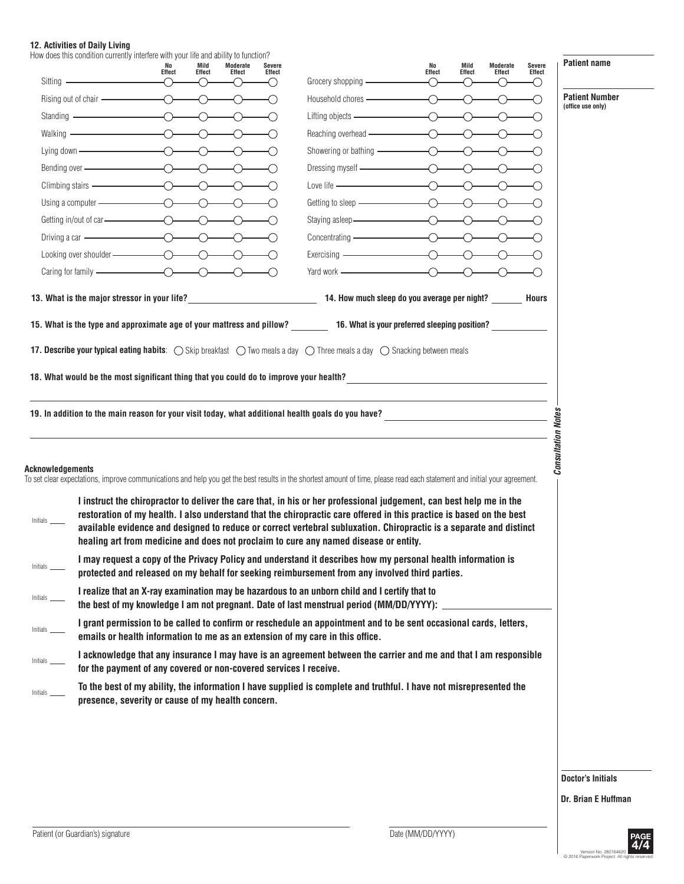**12. Activities of Daily Living**

How does this condition currently interfere with your life and ability to function?

| | No Effect | Mild Effect | Moderate Effect | Severe Effect | | No Effect | Mild Effect | Moderate Effect | Severe Effect |
|---|---|---|---|---|---|---|---|---|---|
| Sitting | ◯ | ◯ | ◯ | ◯ | Grocery shopping | ◯ | ◯ | ◯ | ◯ |
| Rising out of chair | ◯ | ◯ | ◯ | ◯ | Household chores | ◯ | ◯ | ◯ | ◯ |
| Standing | ◯ | ◯ | ◯ | ◯ | Lifting objects | ◯ | ◯ | ◯ | ◯ |
| Walking | ◯ | ◯ | ◯ | ◯ | Reaching overhead | ◯ | ◯ | ◯ | ◯ |
| Lying down | ◯ | ◯ | ◯ | ◯ | Showering or bathing | ◯ | ◯ | ◯ | ◯ |
| Bending over | ◯ | ◯ | ◯ | ◯ | Dressing myself | ◯ | ◯ | ◯ | ◯ |
| Climbing stairs | ◯ | ◯ | ◯ | ◯ | Love life | ◯ | ◯ | ◯ | ◯ |
| Using a computer | ◯ | ◯ | ◯ | ◯ | Getting to sleep | ◯ | ◯ | ◯ | ◯ |
| Getting in/out of car | ◯ | ◯ | ◯ | ◯ | Staying asleep | ◯ | ◯ | ◯ | ◯ |
| Driving a car | ◯ | ◯ | ◯ | ◯ | Concentrating | ◯ | ◯ | ◯ | ◯ |
| Looking over shoulder | ◯ | ◯ | ◯ | ◯ | Exercising | ◯ | ◯ | ◯ | ◯ |
| Caring for family | ◯ | ◯ | ◯ | ◯ | Yard work | ◯ | ◯ | ◯ | ◯ |

**13. What is the major stressor in your life?** ____________ **14. How much sleep do you average per night?** ______ **Hours**

**15. What is the type and approximate age of your mattress and pillow?** ______ **16. What is your preferred sleeping position?** ______

**17. Describe your typical eating habits**: ◯ Skip breakfast ◯ Two meals a day ◯ Three meals a day ◯ Snacking between meals

**18. What would be the most significant thing that you could do to improve your health?** ____________

**19. In addition to the main reason for your visit today, what additional health goals do you have?** ____________

**Acknowledgements**

To set clear expectations, improve communications and help you get the best results in the shortest amount of time, please read each statement and initial your agreement.

Initials ____ **I instruct the chiropractor to deliver the care that, in his or her professional judgement, can best help me in the restoration of my health. I also understand that the chiropractic care offered in this practice is based on the best available evidence and designed to reduce or correct vertebral subluxation. Chiropractic is a separate and distinct healing art from medicine and does not proclaim to cure any named disease or entity.**

Initials ____ **I may request a copy of the Privacy Policy and understand it describes how my personal health information is protected and released on my behalf for seeking reimbursement from any involved third parties.**

Initials ____ **I realize that an X-ray examination may be hazardous to an unborn child and I certify that to the best of my knowledge I am not pregnant. Date of last menstrual period (MM/DD/YYYY):** ____________

Initials ____ **I grant permission to be called to confirm or reschedule an appointment and to be sent occasional cards, letters, emails or health information to me as an extension of my care in this office.**

Initials ____ **I acknowledge that any insurance I may have is an agreement between the carrier and me and that I am responsible for the payment of any covered or non-covered services I receive.**

Initials ____ **To the best of my ability, the information I have supplied is complete and truthful. I have not misrepresented the presence, severity or cause of my health concern.**

Patient (or Guardian's) signature ____________ Date (MM/DD/YYYY) ____________

**Patient name**

**Patient Number** (office use only)

***Consultation Notes***

**Doctor's Initials**

**Dr. Brian E Huffman**

Version No. 280164620
© 2016 Paperwork Project. All rights reserved.